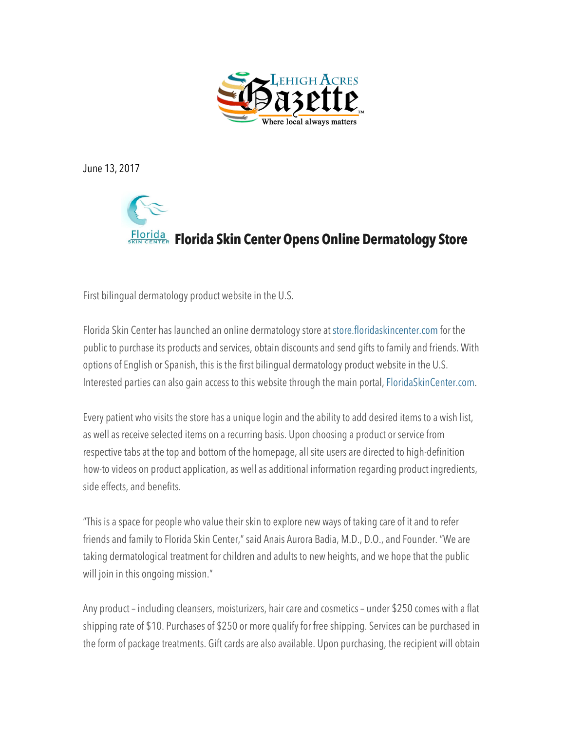June 13, 2017

# Florida Skin Center Opens Online Dermatology Store

First bilingual dermatology product website in the U.S.

Florida Skin Center has launched an online dermatology store at store.floridaskincenter.com for the public to purchase its products and services, obtain discounts and send gifts to family and friends. With options of English or Spanish, this is the first bilingual dermatology product website in the U.S. Interested parties can also gain access to this website through the main portal, FloridaSkinCenter.com.

Every patient who visits the store has a unique login and the ability to add desired items to a wish list, as well as receive selected items on a recurring basis. Upon choosing a product or service from respective tabs at the top and bottom of the homepage, all site users are directed to high-definition how-to videos on product application, as well as additional information regarding product ingredients, side effects, and benefits.

"This is a space for people who value their skin to explore new ways of taking care of it and to refer friends and family to Florida Skin Center," said Anais Aurora Badia, M.D., D.O., and Founder. "We are taking dermatological treatment for children and adults to new heights, and we hope that the public will join in this ongoing mission."

Any product – including cleansers, moisturizers, hair care and cosmetics – under $250 comes with a flat shipping rate of $10. Purchases of $250 or more qualify for free shipping. Services can be purchased in the form of package treatments. Gift cards are also available. Upon purchasing, the recipient will obtain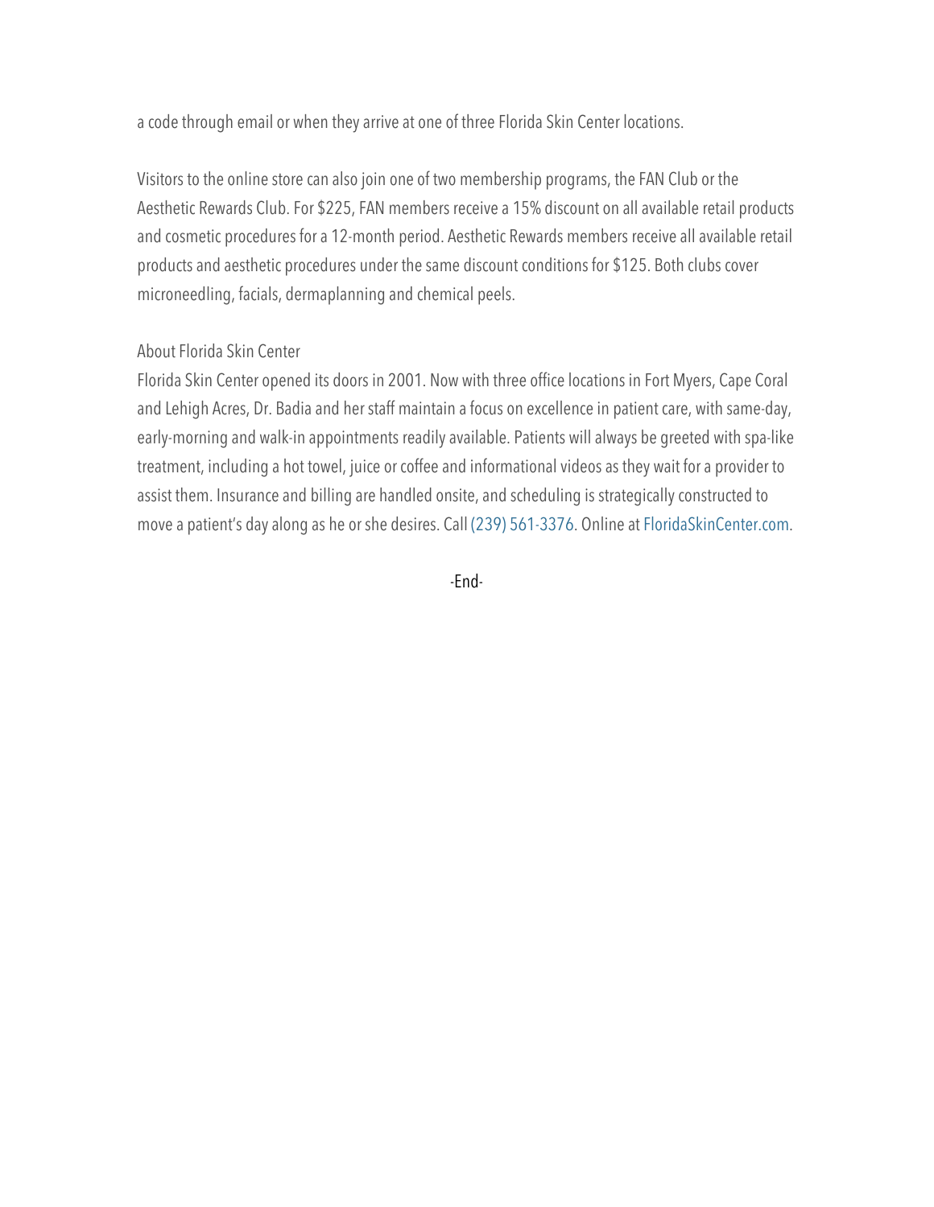a code through email or when they arrive at one of three Florida Skin Center locations.

Visitors to the online store can also join one of two membership programs, the FAN Club or the Aesthetic Rewards Club. For $225, FAN members receive a 15% discount on all available retail products and cosmetic procedures for a 12-month period. Aesthetic Rewards members receive all available retail products and aesthetic procedures under the same discount conditions for $125. Both clubs cover microneedling, facials, dermaplanning and chemical peels.

About Florida Skin Center

Florida Skin Center opened its doors in 2001. Now with three office locations in Fort Myers, Cape Coral and Lehigh Acres, Dr. Badia and her staff maintain a focus on excellence in patient care, with same-day, early-morning and walk-in appointments readily available. Patients will always be greeted with spa-like treatment, including a hot towel, juice or coffee and informational videos as they wait for a provider to assist them. Insurance and billing are handled onsite, and scheduling is strategically constructed to move a patient's day along as he or she desires. Call (239) 561-3376. Online at FloridaSkinCenter.com.

-End-